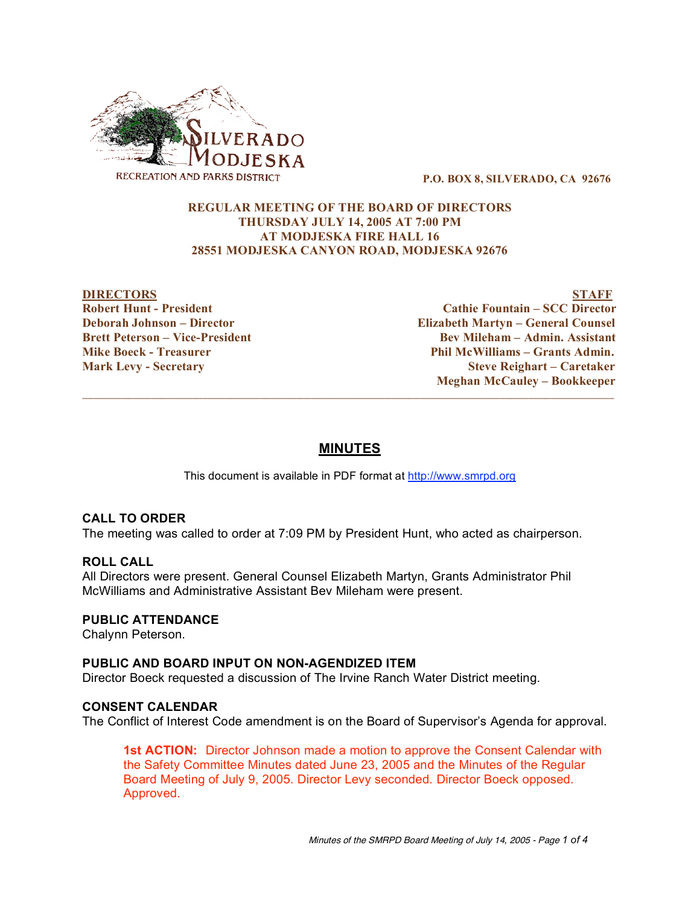SILVERADO MODJESKA RECREATION AND PARKS DISTRICT

P.O. BOX 8, SILVERADO, CA 92676

**REGULAR MEETING OF THE BOARD OF DIRECTORS**
**THURSDAY JULY 14, 2005 AT 7:00 PM**
**AT MODJESKA FIRE HALL 16**
**28551 MODJESKA CANYON ROAD, MODJESKA 92676**

| DIRECTORS | STAFF |
|---|---|
| Robert Hunt - President | Cathie Fountain – SCC Director |
| Deborah Johnson – Director | Elizabeth Martyn – General Counsel |
| Brett Peterson – Vice-President | Bev Mileham – Admin. Assistant |
| Mike Boeck - Treasurer | Phil McWilliams – Grants Admin. |
| Mark Levy - Secretary | Steve Reighart – Caretaker |
| | Meghan McCauley – Bookkeeper |

---

# MINUTES

This document is available in PDF format at http://www.smrpd.org

### CALL TO ORDER

The meeting was called to order at 7:09 PM by President Hunt, who acted as chairperson.

### ROLL CALL

All Directors were present. General Counsel Elizabeth Martyn, Grants Administrator Phil McWilliams and Administrative Assistant Bev Mileham were present.

### PUBLIC ATTENDANCE

Chalynn Peterson.

### PUBLIC AND BOARD INPUT ON NON-AGENDIZED ITEM

Director Boeck requested a discussion of The Irvine Ranch Water District meeting.

### CONSENT CALENDAR

The Conflict of Interest Code amendment is on the Board of Supervisor's Agenda for approval.

> **1st ACTION:** Director Johnson made a motion to approve the Consent Calendar with the Safety Committee Minutes dated June 23, 2005 and the Minutes of the Regular Board Meeting of July 9, 2005. Director Levy seconded. Director Boeck opposed. Approved.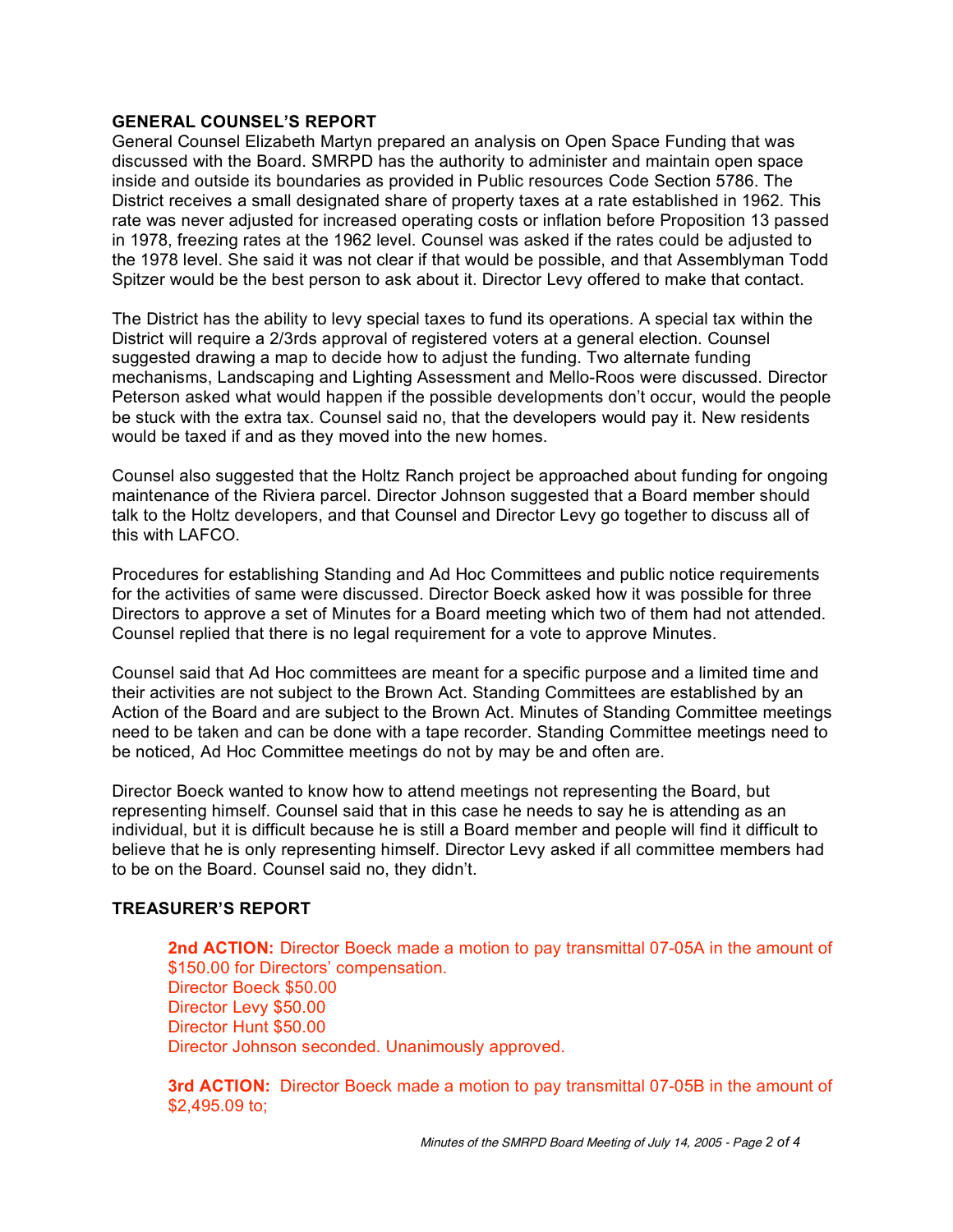### GENERAL COUNSEL'S REPORT

General Counsel Elizabeth Martyn prepared an analysis on Open Space Funding that was discussed with the Board. SMRPD has the authority to administer and maintain open space inside and outside its boundaries as provided in Public resources Code Section 5786. The District receives a small designated share of property taxes at a rate established in 1962. This rate was never adjusted for increased operating costs or inflation before Proposition 13 passed in 1978, freezing rates at the 1962 level. Counsel was asked if the rates could be adjusted to the 1978 level. She said it was not clear if that would be possible, and that Assemblyman Todd Spitzer would be the best person to ask about it. Director Levy offered to make that contact.

The District has the ability to levy special taxes to fund its operations. A special tax within the District will require a 2/3rds approval of registered voters at a general election. Counsel suggested drawing a map to decide how to adjust the funding. Two alternate funding mechanisms, Landscaping and Lighting Assessment and Mello-Roos were discussed. Director Peterson asked what would happen if the possible developments don't occur, would the people be stuck with the extra tax. Counsel said no, that the developers would pay it. New residents would be taxed if and as they moved into the new homes.

Counsel also suggested that the Holtz Ranch project be approached about funding for ongoing maintenance of the Riviera parcel. Director Johnson suggested that a Board member should talk to the Holtz developers, and that Counsel and Director Levy go together to discuss all of this with LAFCO.

Procedures for establishing Standing and Ad Hoc Committees and public notice requirements for the activities of same were discussed. Director Boeck asked how it was possible for three Directors to approve a set of Minutes for a Board meeting which two of them had not attended. Counsel replied that there is no legal requirement for a vote to approve Minutes.

Counsel said that Ad Hoc committees are meant for a specific purpose and a limited time and their activities are not subject to the Brown Act. Standing Committees are established by an Action of the Board and are subject to the Brown Act. Minutes of Standing Committee meetings need to be taken and can be done with a tape recorder. Standing Committee meetings need to be noticed, Ad Hoc Committee meetings do not by may be and often are.

Director Boeck wanted to know how to attend meetings not representing the Board, but representing himself. Counsel said that in this case he needs to say he is attending as an individual, but it is difficult because he is still a Board member and people will find it difficult to believe that he is only representing himself. Director Levy asked if all committee members had to be on the Board. Counsel said no, they didn't.

### TREASURER'S REPORT

**2nd ACTION:** Director Boeck made a motion to pay transmittal 07-05A in the amount of $150.00 for Directors' compensation.
Director Boeck $50.00
Director Levy $50.00
Director Hunt $50.00
Director Johnson seconded. Unanimously approved.

**3rd ACTION:** Director Boeck made a motion to pay transmittal 07-05B in the amount of $2,495.09 to;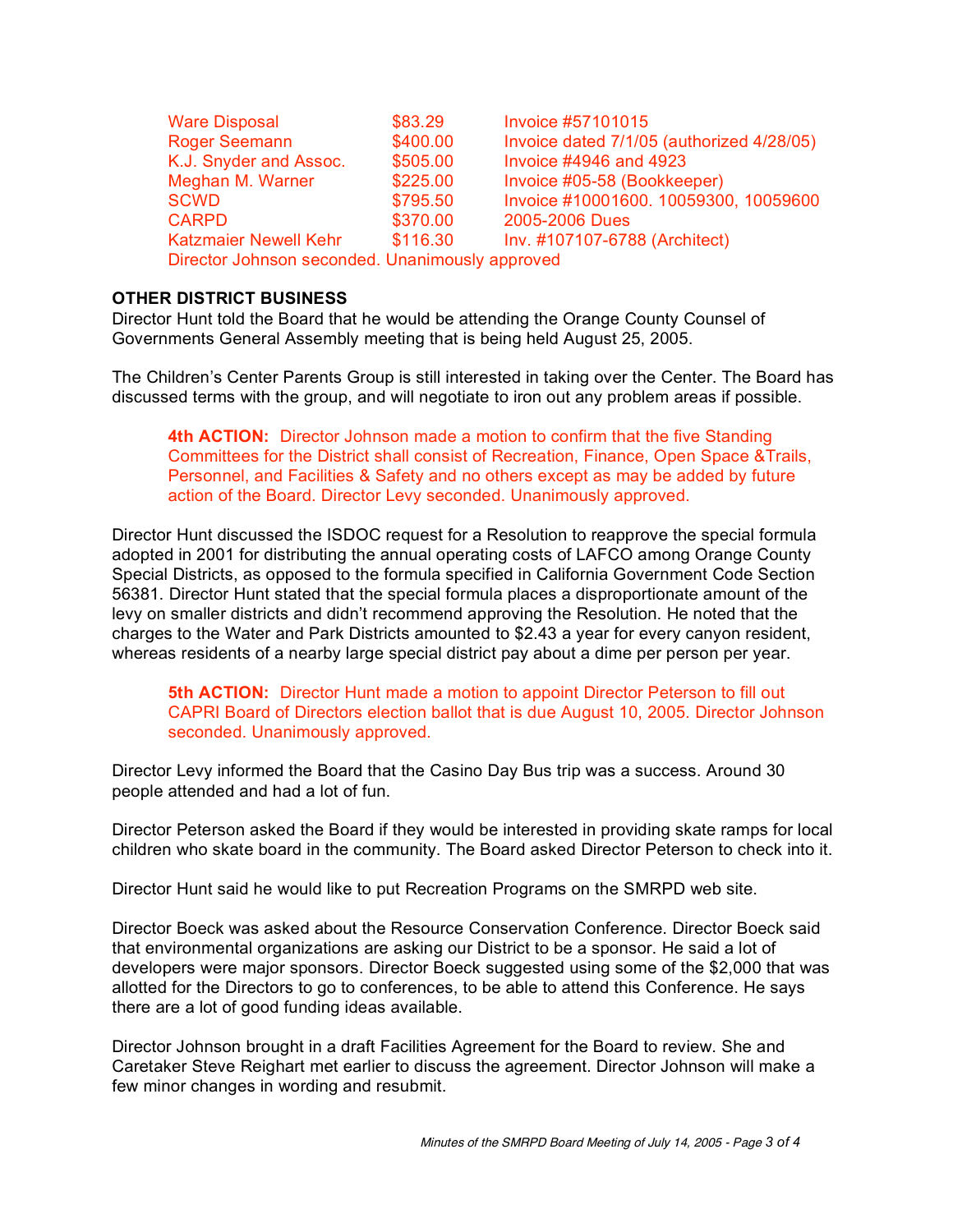| | | |
|---|---|---|
| Ware Disposal | $83.29 | Invoice #57101015 |
| Roger Seemann | $400.00 | Invoice dated 7/1/05 (authorized 4/28/05) |
| K.J. Snyder and Assoc. | $505.00 | Invoice #4946 and 4923 |
| Meghan M. Warner | $225.00 | Invoice #05-58 (Bookkeeper) |
| SCWD | $795.50 | Invoice #10001600. 10059300, 10059600 |
| CARPD | $370.00 | 2005-2006 Dues |
| Katzmaier Newell Kehr | $116.30 | Inv. #107107-6788 (Architect) |

Director Johnson seconded. Unanimously approved

**OTHER DISTRICT BUSINESS**

Director Hunt told the Board that he would be attending the Orange County Counsel of Governments General Assembly meeting that is being held August 25, 2005.

The Children's Center Parents Group is still interested in taking over the Center. The Board has discussed terms with the group, and will negotiate to iron out any problem areas if possible.

> **4th ACTION:** Director Johnson made a motion to confirm that the five Standing Committees for the District shall consist of Recreation, Finance, Open Space &Trails, Personnel, and Facilities & Safety and no others except as may be added by future action of the Board. Director Levy seconded. Unanimously approved.

Director Hunt discussed the ISDOC request for a Resolution to reapprove the special formula adopted in 2001 for distributing the annual operating costs of LAFCO among Orange County Special Districts, as opposed to the formula specified in California Government Code Section 56381. Director Hunt stated that the special formula places a disproportionate amount of the levy on smaller districts and didn't recommend approving the Resolution. He noted that the charges to the Water and Park Districts amounted to $2.43 a year for every canyon resident, whereas residents of a nearby large special district pay about a dime per person per year.

> **5th ACTION:** Director Hunt made a motion to appoint Director Peterson to fill out CAPRI Board of Directors election ballot that is due August 10, 2005. Director Johnson seconded. Unanimously approved.

Director Levy informed the Board that the Casino Day Bus trip was a success. Around 30 people attended and had a lot of fun.

Director Peterson asked the Board if they would be interested in providing skate ramps for local children who skate board in the community. The Board asked Director Peterson to check into it.

Director Hunt said he would like to put Recreation Programs on the SMRPD web site.

Director Boeck was asked about the Resource Conservation Conference. Director Boeck said that environmental organizations are asking our District to be a sponsor. He said a lot of developers were major sponsors. Director Boeck suggested using some of the $2,000 that was allotted for the Directors to go to conferences, to be able to attend this Conference. He says there are a lot of good funding ideas available.

Director Johnson brought in a draft Facilities Agreement for the Board to review. She and Caretaker Steve Reighart met earlier to discuss the agreement. Director Johnson will make a few minor changes in wording and resubmit.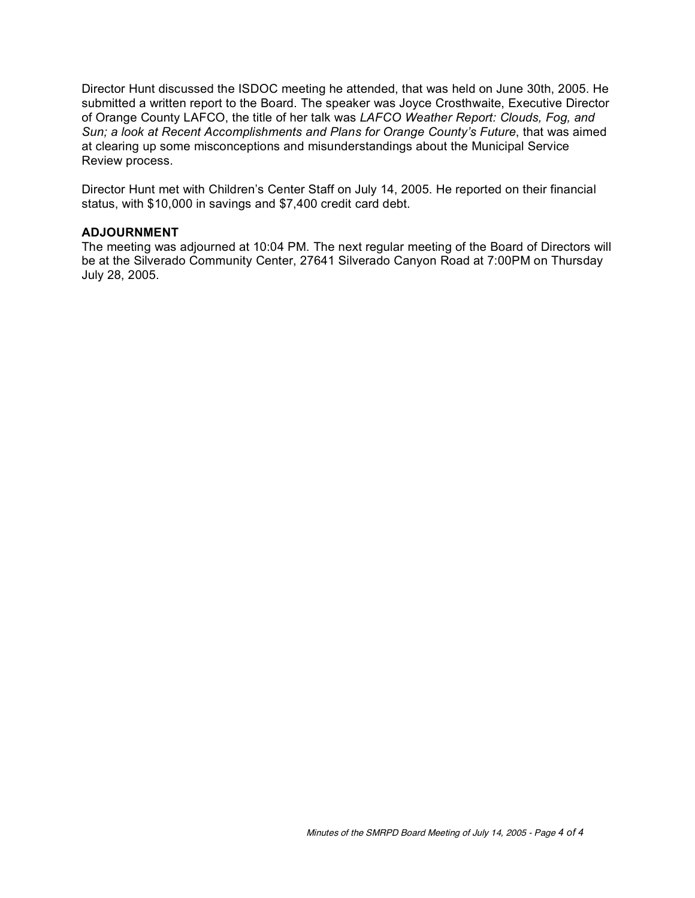Director Hunt discussed the ISDOC meeting he attended, that was held on June 30th, 2005. He submitted a written report to the Board. The speaker was Joyce Crosthwaite, Executive Director of Orange County LAFCO, the title of her talk was *LAFCO Weather Report: Clouds, Fog, and Sun; a look at Recent Accomplishments and Plans for Orange County's Future*, that was aimed at clearing up some misconceptions and misunderstandings about the Municipal Service Review process.

Director Hunt met with Children's Center Staff on July 14, 2005. He reported on their financial status, with $10,000 in savings and $7,400 credit card debt.

**ADJOURNMENT**

The meeting was adjourned at 10:04 PM. The next regular meeting of the Board of Directors will be at the Silverado Community Center, 27641 Silverado Canyon Road at 7:00PM on Thursday July 28, 2005.